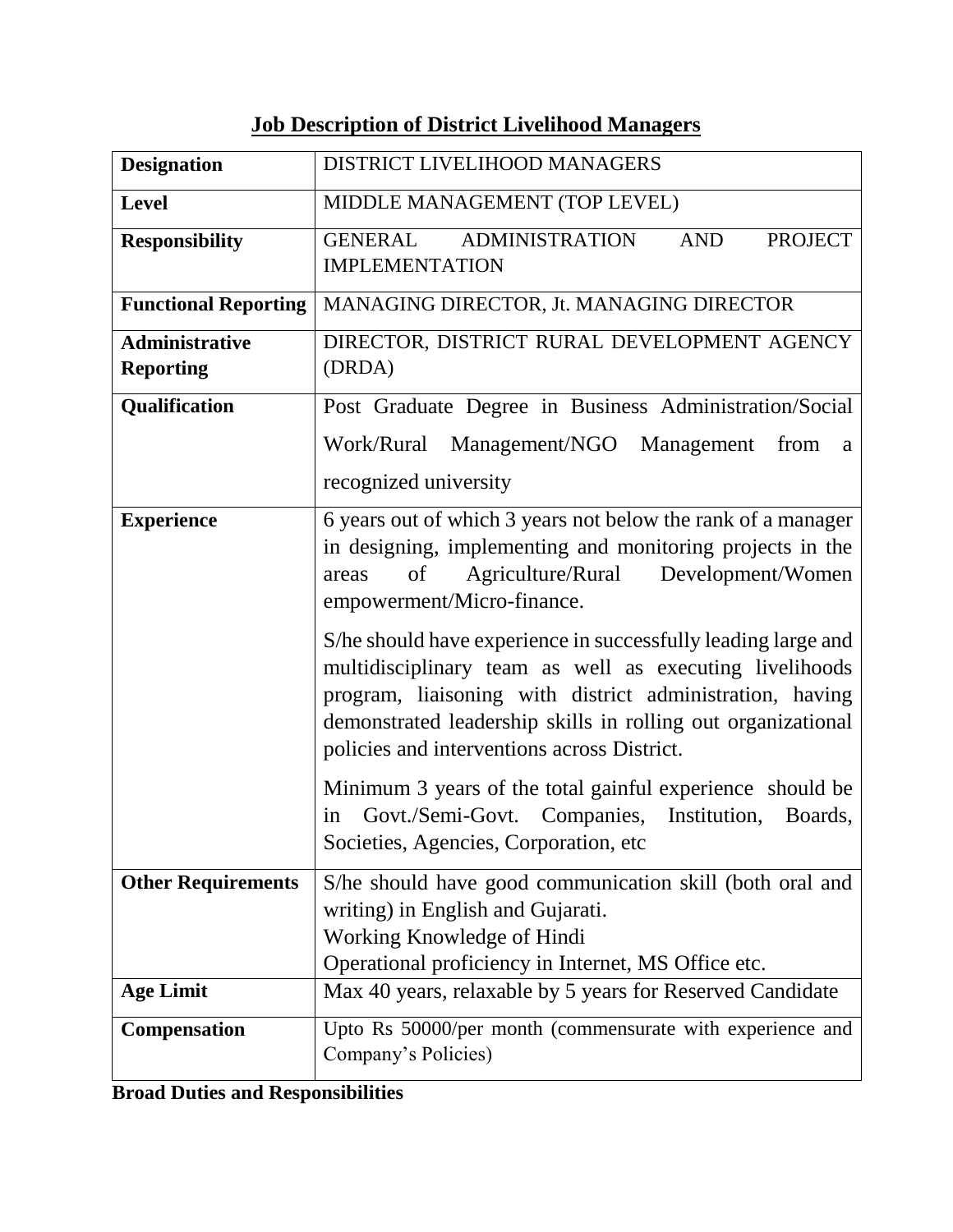# Job Description of District Livelihood Managers

| | |
|---|---|
| **Designation** | DISTRICT LIVELIHOOD MANAGERS |
| **Level** | MIDDLE MANAGEMENT (TOP LEVEL) |
| **Responsibility** | GENERAL ADMINISTRATION AND PROJECT IMPLEMENTATION |
| **Functional Reporting** | MANAGING DIRECTOR, Jt. MANAGING DIRECTOR |
| **Administrative Reporting** | DIRECTOR, DISTRICT RURAL DEVELOPMENT AGENCY (DRDA) |
| **Qualification** | Post Graduate Degree in Business Administration/Social Work/Rural Management/NGO Management from a recognized university |
| **Experience** | 6 years out of which 3 years not below the rank of a manager in designing, implementing and monitoring projects in the areas of Agriculture/Rural Development/Women empowerment/Micro-finance.<br><br>S/he should have experience in successfully leading large and multidisciplinary team as well as executing livelihoods program, liaisoning with district administration, having demonstrated leadership skills in rolling out organizational policies and interventions across District.<br><br>Minimum 3 years of the total gainful experience should be in Govt./Semi-Govt. Companies, Institution, Boards, Societies, Agencies, Corporation, etc |
| **Other Requirements** | S/he should have good communication skill (both oral and writing) in English and Gujarati.<br>Working Knowledge of Hindi<br>Operational proficiency in Internet, MS Office etc. |
| **Age Limit** | Max 40 years, relaxable by 5 years for Reserved Candidate |
| **Compensation** | Upto Rs 50000/per month (commensurate with experience and Company's Policies) |

**Broad Duties and Responsibilities**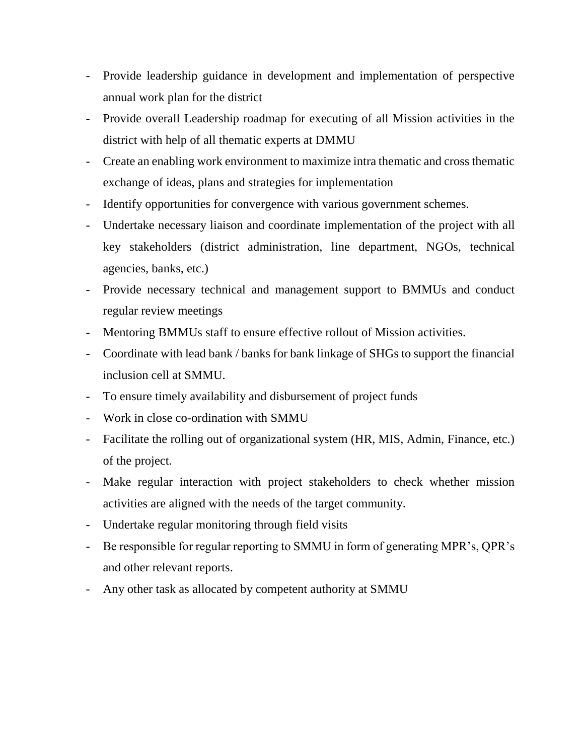- Provide leadership guidance in development and implementation of perspective annual work plan for the district
- Provide overall Leadership roadmap for executing of all Mission activities in the district with help of all thematic experts at DMMU
- Create an enabling work environment to maximize intra thematic and cross thematic exchange of ideas, plans and strategies for implementation
- Identify opportunities for convergence with various government schemes.
- Undertake necessary liaison and coordinate implementation of the project with all key stakeholders (district administration, line department, NGOs, technical agencies, banks, etc.)
- Provide necessary technical and management support to BMMUs and conduct regular review meetings
- Mentoring BMMUs staff to ensure effective rollout of Mission activities.
- Coordinate with lead bank / banks for bank linkage of SHGs to support the financial inclusion cell at SMMU.
- To ensure timely availability and disbursement of project funds
- Work in close co-ordination with SMMU
- Facilitate the rolling out of organizational system (HR, MIS, Admin, Finance, etc.) of the project.
- Make regular interaction with project stakeholders to check whether mission activities are aligned with the needs of the target community.
- Undertake regular monitoring through field visits
- Be responsible for regular reporting to SMMU in form of generating MPR's, QPR's and other relevant reports.
- Any other task as allocated by competent authority at SMMU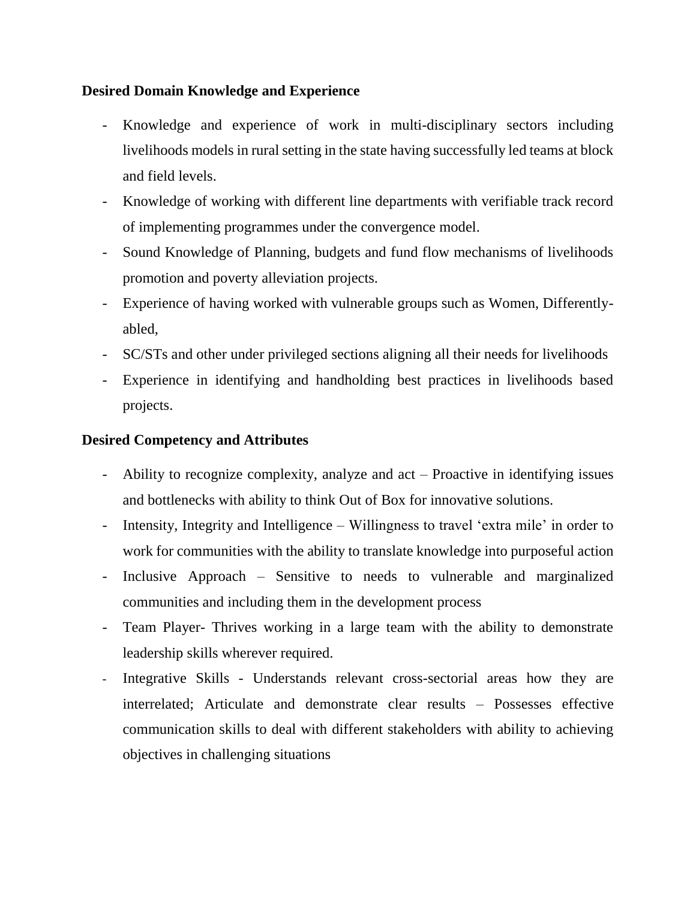**Desired Domain Knowledge and Experience**

- Knowledge and experience of work in multi-disciplinary sectors including livelihoods models in rural setting in the state having successfully led teams at block and field levels.
- Knowledge of working with different line departments with verifiable track record of implementing programmes under the convergence model.
- Sound Knowledge of Planning, budgets and fund flow mechanisms of livelihoods promotion and poverty alleviation projects.
- Experience of having worked with vulnerable groups such as Women, Differently-abled,
- SC/STs and other under privileged sections aligning all their needs for livelihoods
- Experience in identifying and handholding best practices in livelihoods based projects.

**Desired Competency and Attributes**

- Ability to recognize complexity, analyze and act – Proactive in identifying issues and bottlenecks with ability to think Out of Box for innovative solutions.
- Intensity, Integrity and Intelligence – Willingness to travel 'extra mile' in order to work for communities with the ability to translate knowledge into purposeful action
- Inclusive Approach – Sensitive to needs to vulnerable and marginalized communities and including them in the development process
- Team Player- Thrives working in a large team with the ability to demonstrate leadership skills wherever required.
- Integrative Skills - Understands relevant cross-sectorial areas how they are interrelated; Articulate and demonstrate clear results – Possesses effective communication skills to deal with different stakeholders with ability to achieving objectives in challenging situations